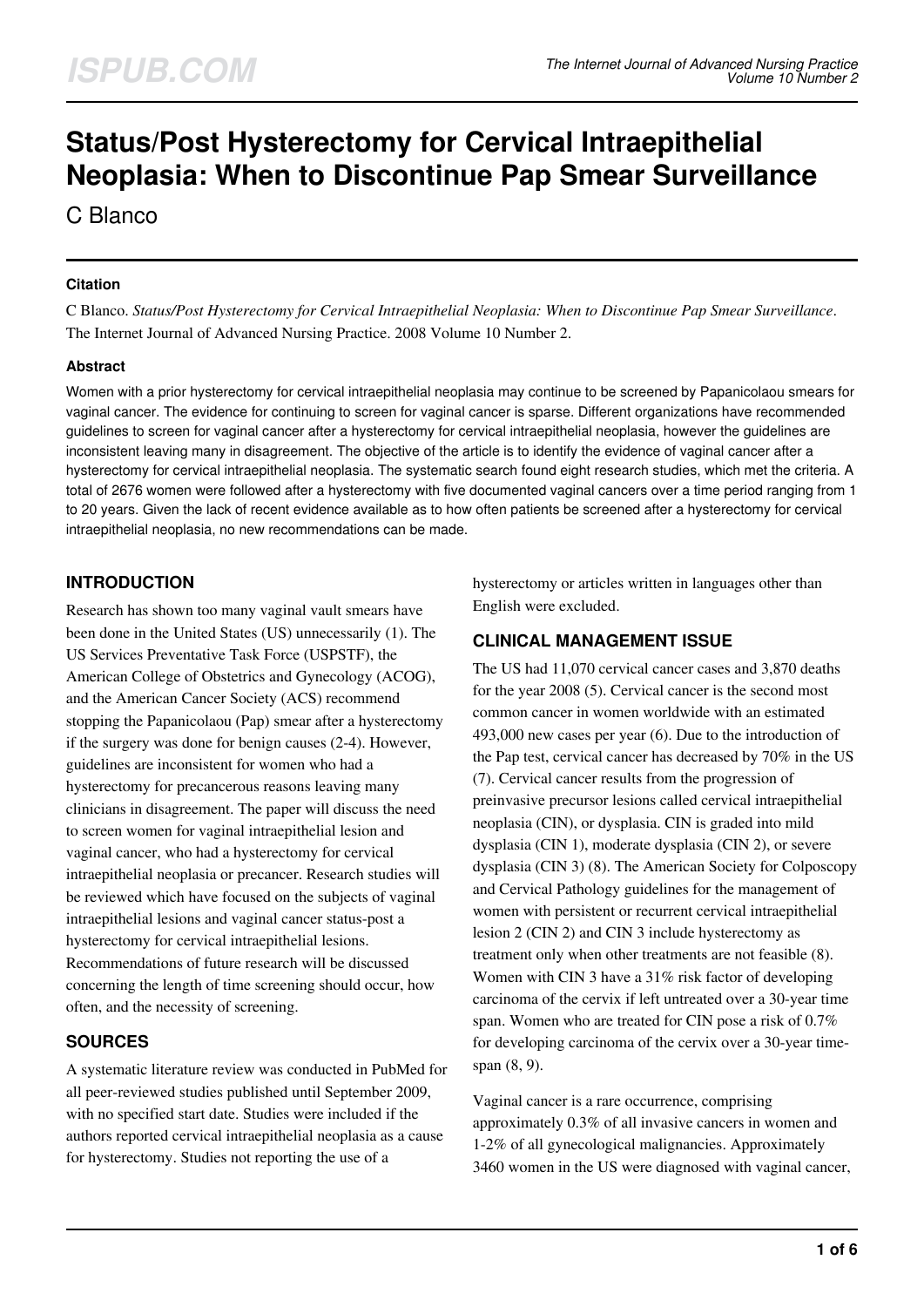# Status/Post Hysterectomy for Cervical Intraepithelial Neoplasia: When to Discontinue Pap Smear Surveillance

C Blanco

## Citation

C Blanco. *Status/Post Hysterectomy for Cervical Intraepithelial Neoplasia: When to Discontinue Pap Smear Surveillance*. The Internet Journal of Advanced Nursing Practice. 2008 Volume 10 Number 2.

## Abstract

Women with a prior hysterectomy for cervical intraepithelial neoplasia may continue to be screened by Papanicolaou smears for vaginal cancer. The evidence for continuing to screen for vaginal cancer is sparse. Different organizations have recommended guidelines to screen for vaginal cancer after a hysterectomy for cervical intraepithelial neoplasia, however the guidelines are inconsistent leaving many in disagreement. The objective of the article is to identify the evidence of vaginal cancer after a hysterectomy for cervical intraepithelial neoplasia. The systematic search found eight research studies, which met the criteria. A total of 2676 women were followed after a hysterectomy with five documented vaginal cancers over a time period ranging from 1 to 20 years. Given the lack of recent evidence available as to how often patients be screened after a hysterectomy for cervical intraepithelial neoplasia, no new recommendations can be made.

## INTRODUCTION

Research has shown too many vaginal vault smears have been done in the United States (US) unnecessarily (1). The US Services Preventative Task Force (USPSTF), the American College of Obstetrics and Gynecology (ACOG), and the American Cancer Society (ACS) recommend stopping the Papanicolaou (Pap) smear after a hysterectomy if the surgery was done for benign causes (2-4). However, guidelines are inconsistent for women who had a hysterectomy for precancerous reasons leaving many clinicians in disagreement. The paper will discuss the need to screen women for vaginal intraepithelial lesion and vaginal cancer, who had a hysterectomy for cervical intraepithelial neoplasia or precancer. Research studies will be reviewed which have focused on the subjects of vaginal intraepithelial lesions and vaginal cancer status-post a hysterectomy for cervical intraepithelial lesions. Recommendations of future research will be discussed concerning the length of time screening should occur, how often, and the necessity of screening.

## SOURCES

A systematic literature review was conducted in PubMed for all peer-reviewed studies published until September 2009, with no specified start date. Studies were included if the authors reported cervical intraepithelial neoplasia as a cause for hysterectomy. Studies not reporting the use of a hysterectomy or articles written in languages other than English were excluded.

## CLINICAL MANAGEMENT ISSUE

The US had 11,070 cervical cancer cases and 3,870 deaths for the year 2008 (5). Cervical cancer is the second most common cancer in women worldwide with an estimated 493,000 new cases per year (6). Due to the introduction of the Pap test, cervical cancer has decreased by 70% in the US (7). Cervical cancer results from the progression of preinvasive precursor lesions called cervical intraepithelial neoplasia (CIN), or dysplasia. CIN is graded into mild dysplasia (CIN 1), moderate dysplasia (CIN 2), or severe dysplasia (CIN 3) (8). The American Society for Colposcopy and Cervical Pathology guidelines for the management of women with persistent or recurrent cervical intraepithelial lesion 2 (CIN 2) and CIN 3 include hysterectomy as treatment only when other treatments are not feasible (8). Women with CIN 3 have a 31% risk factor of developing carcinoma of the cervix if left untreated over a 30-year time span. Women who are treated for CIN pose a risk of 0.7% for developing carcinoma of the cervix over a 30-year time-span (8, 9).

Vaginal cancer is a rare occurrence, comprising approximately 0.3% of all invasive cancers in women and 1-2% of all gynecological malignancies. Approximately 3460 women in the US were diagnosed with vaginal cancer,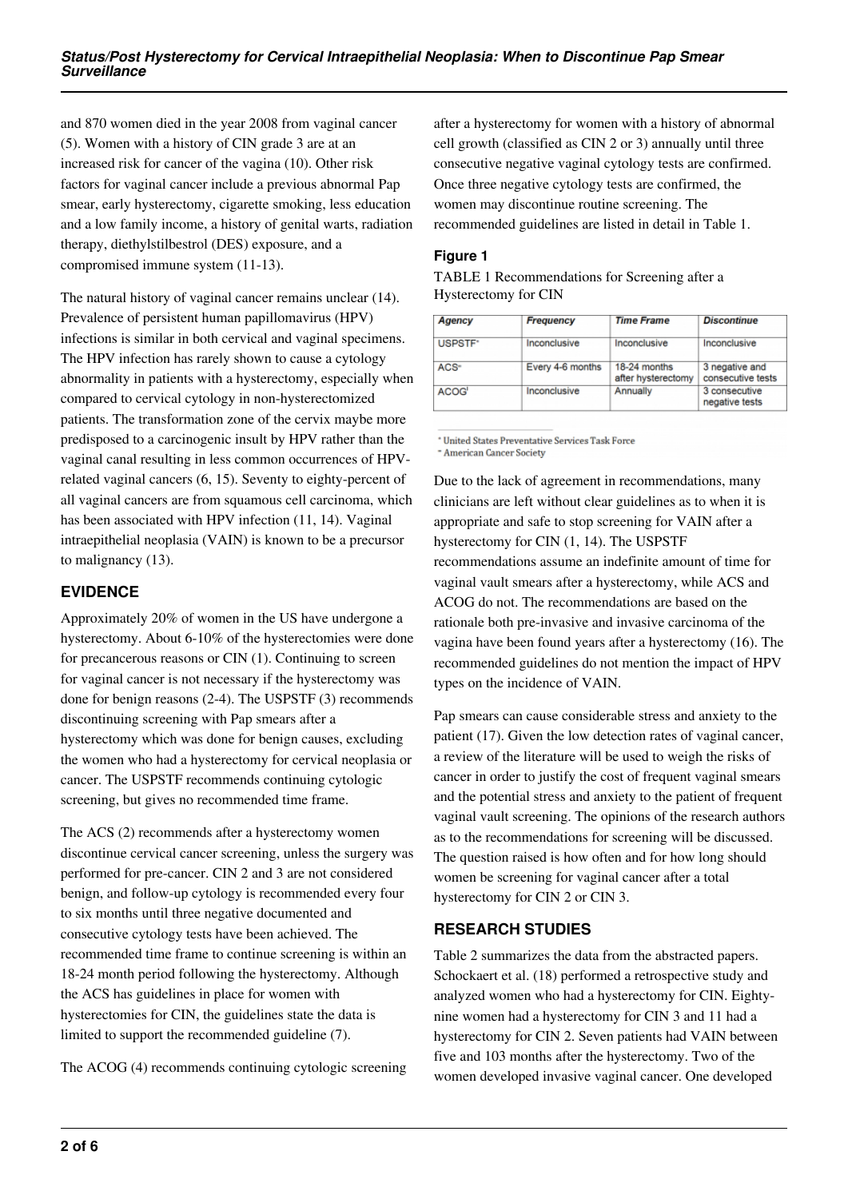and 870 women died in the year 2008 from vaginal cancer (5). Women with a history of CIN grade 3 are at an increased risk for cancer of the vagina (10). Other risk factors for vaginal cancer include a previous abnormal Pap smear, early hysterectomy, cigarette smoking, less education and a low family income, a history of genital warts, radiation therapy, diethylstilbestrol (DES) exposure, and a compromised immune system (11-13).

The natural history of vaginal cancer remains unclear (14). Prevalence of persistent human papillomavirus (HPV) infections is similar in both cervical and vaginal specimens. The HPV infection has rarely shown to cause a cytology abnormality in patients with a hysterectomy, especially when compared to cervical cytology in non-hysterectomized patients. The transformation zone of the cervix maybe more predisposed to a carcinogenic insult by HPV rather than the vaginal canal resulting in less common occurrences of HPV-related vaginal cancers (6, 15). Seventy to eighty-percent of all vaginal cancers are from squamous cell carcinoma, which has been associated with HPV infection (11, 14). Vaginal intraepithelial neoplasia (VAIN) is known to be a precursor to malignancy (13).

## EVIDENCE

Approximately 20% of women in the US have undergone a hysterectomy. About 6-10% of the hysterectomies were done for precancerous reasons or CIN (1). Continuing to screen for vaginal cancer is not necessary if the hysterectomy was done for benign reasons (2-4). The USPSTF (3) recommends discontinuing screening with Pap smears after a hysterectomy which was done for benign causes, excluding the women who had a hysterectomy for cervical neoplasia or cancer. The USPSTF recommends continuing cytologic screening, but gives no recommended time frame.

The ACS (2) recommends after a hysterectomy women discontinue cervical cancer screening, unless the surgery was performed for pre-cancer. CIN 2 and 3 are not considered benign, and follow-up cytology is recommended every four to six months until three negative documented and consecutive cytology tests have been achieved. The recommended time frame to continue screening is within an 18-24 month period following the hysterectomy. Although the ACS has guidelines in place for women with hysterectomies for CIN, the guidelines state the data is limited to support the recommended guideline (7).

The ACOG (4) recommends continuing cytologic screening after a hysterectomy for women with a history of abnormal cell growth (classified as CIN 2 or 3) annually until three consecutive negative vaginal cytology tests are confirmed. Once three negative cytology tests are confirmed, the women may discontinue routine screening. The recommended guidelines are listed in detail in Table 1.

### Figure 1

TABLE 1 Recommendations for Screening after a Hysterectomy for CIN

| *Agency* | *Frequency* | *Time Frame* | *Discontinue* |
| --- | --- | --- | --- |
| USPSTF* | Inconclusive | Inconclusive | Inconclusive |
| ACS** | Every 4-6 months | 18-24 months after hysterectomy | 3 negative and consecutive tests |
| ACOG' | Inconclusive | Annually | 3 consecutive negative tests |

* United States Preventative Services Task Force
** American Cancer Society

Due to the lack of agreement in recommendations, many clinicians are left without clear guidelines as to when it is appropriate and safe to stop screening for VAIN after a hysterectomy for CIN (1, 14). The USPSTF recommendations assume an indefinite amount of time for vaginal vault smears after a hysterectomy, while ACS and ACOG do not. The recommendations are based on the rationale both pre-invasive and invasive carcinoma of the vagina have been found years after a hysterectomy (16). The recommended guidelines do not mention the impact of HPV types on the incidence of VAIN.

Pap smears can cause considerable stress and anxiety to the patient (17). Given the low detection rates of vaginal cancer, a review of the literature will be used to weigh the risks of cancer in order to justify the cost of frequent vaginal smears and the potential stress and anxiety to the patient of frequent vaginal vault screening. The opinions of the research authors as to the recommendations for screening will be discussed. The question raised is how often and for how long should women be screening for vaginal cancer after a total hysterectomy for CIN 2 or CIN 3.

## RESEARCH STUDIES

Table 2 summarizes the data from the abstracted papers. Schockaert et al. (18) performed a retrospective study and analyzed women who had a hysterectomy for CIN. Eighty-nine women had a hysterectomy for CIN 3 and 11 had a hysterectomy for CIN 2. Seven patients had VAIN between five and 103 months after the hysterectomy. Two of the women developed invasive vaginal cancer. One developed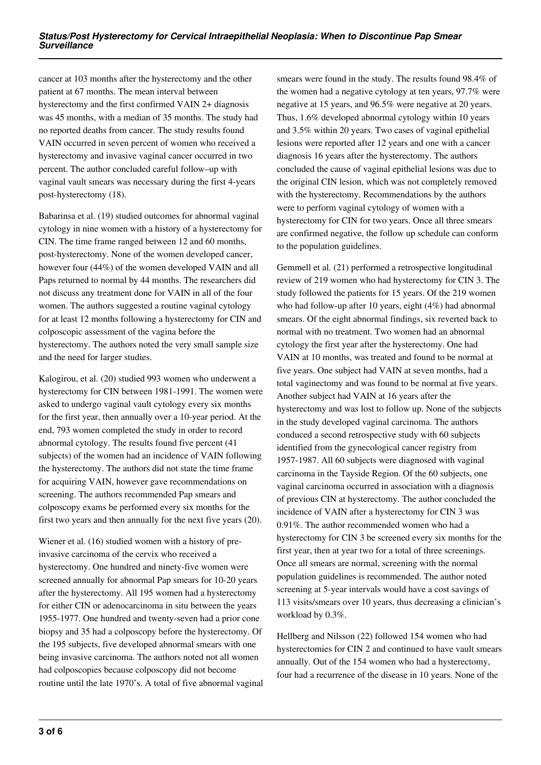cancer at 103 months after the hysterectomy and the other patient at 67 months. The mean interval between hysterectomy and the first confirmed VAIN 2+ diagnosis was 45 months, with a median of 35 months. The study had no reported deaths from cancer. The study results found VAIN occurred in seven percent of women who received a hysterectomy and invasive vaginal cancer occurred in two percent. The author concluded careful follow–up with vaginal vault smears was necessary during the first 4-years post-hysterectomy (18).

Babarinsa et al. (19) studied outcomes for abnormal vaginal cytology in nine women with a history of a hysterectomy for CIN. The time frame ranged between 12 and 60 months, post-hysterectomy. None of the women developed cancer, however four (44%) of the women developed VAIN and all Paps returned to normal by 44 months. The researchers did not discuss any treatment done for VAIN in all of the four women. The authors suggested a routine vaginal cytology for at least 12 months following a hysterectomy for CIN and colposcopic assessment of the vagina before the hysterectomy. The authors noted the very small sample size and the need for larger studies.

Kalogirou, et al. (20) studied 993 women who underwent a hysterectomy for CIN between 1981-1991. The women were asked to undergo vaginal vault cytology every six months for the first year, then annually over a 10-year period. At the end, 793 women completed the study in order to record abnormal cytology. The results found five percent (41 subjects) of the women had an incidence of VAIN following the hysterectomy. The authors did not state the time frame for acquiring VAIN, however gave recommendations on screening. The authors recommended Pap smears and colposcopy exams be performed every six months for the first two years and then annually for the next five years (20).

Wiener et al. (16) studied women with a history of pre-invasive carcinoma of the cervix who received a hysterectomy. One hundred and ninety-five women were screened annually for abnormal Pap smears for 10-20 years after the hysterectomy. All 195 women had a hysterectomy for either CIN or adenocarcinoma in situ between the years 1955-1977. One hundred and twenty-seven had a prior cone biopsy and 35 had a colposcopy before the hysterectomy. Of the 195 subjects, five developed abnormal smears with one being invasive carcinoma. The authors noted not all women had colposcopies because colposcopy did not become routine until the late 1970's. A total of five abnormal vaginal smears were found in the study. The results found 98.4% of the women had a negative cytology at ten years, 97.7% were negative at 15 years, and 96.5% were negative at 20 years. Thus, 1.6% developed abnormal cytology within 10 years and 3.5% within 20 years. Two cases of vaginal epithelial lesions were reported after 12 years and one with a cancer diagnosis 16 years after the hysterectomy. The authors concluded the cause of vaginal epithelial lesions was due to the original CIN lesion, which was not completely removed with the hysterectomy. Recommendations by the authors were to perform vaginal cytology of women with a hysterectomy for CIN for two years. Once all three smears are confirmed negative, the follow up schedule can conform to the population guidelines.

Gemmell et al. (21) performed a retrospective longitudinal review of 219 women who had hysterectomy for CIN 3. The study followed the patients for 15 years. Of the 219 women who had follow-up after 10 years, eight (4%) had abnormal smears. Of the eight abnormal findings, six reverted back to normal with no treatment. Two women had an abnormal cytology the first year after the hysterectomy. One had VAIN at 10 months, was treated and found to be normal at five years. One subject had VAIN at seven months, had a total vaginectomy and was found to be normal at five years. Another subject had VAIN at 16 years after the hysterectomy and was lost to follow up. None of the subjects in the study developed vaginal carcinoma. The authors conduced a second retrospective study with 60 subjects identified from the gynecological cancer registry from 1957-1987. All 60 subjects were diagnosed with vaginal carcinoma in the Tayside Region. Of the 60 subjects, one vaginal carcinoma occurred in association with a diagnosis of previous CIN at hysterectomy. The author concluded the incidence of VAIN after a hysterectomy for CIN 3 was 0.91%. The author recommended women who had a hysterectomy for CIN 3 be screened every six months for the first year, then at year two for a total of three screenings. Once all smears are normal, screening with the normal population guidelines is recommended. The author noted screening at 5-year intervals would have a cost savings of 113 visits/smears over 10 years, thus decreasing a clinician's workload by 0.3%.

Hellberg and Nilsson (22) followed 154 women who had hysterectomies for CIN 2 and continued to have vault smears annually. Out of the 154 women who had a hysterectomy, four had a recurrence of the disease in 10 years. None of the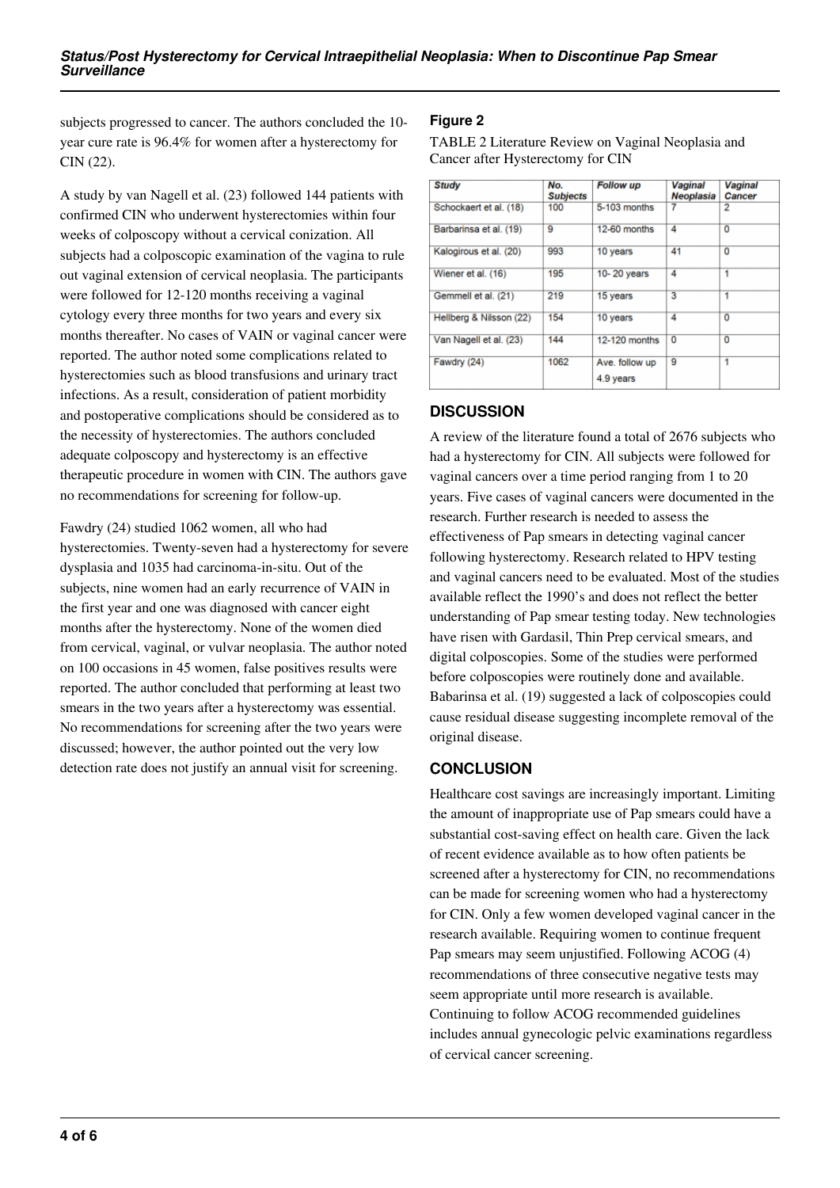subjects progressed to cancer. The authors concluded the 10-year cure rate is 96.4% for women after a hysterectomy for CIN (22).

A study by van Nagell et al. (23) followed 144 patients with confirmed CIN who underwent hysterectomies within four weeks of colposcopy without a cervical conization. All subjects had a colposcopic examination of the vagina to rule out vaginal extension of cervical neoplasia. The participants were followed for 12-120 months receiving a vaginal cytology every three months for two years and every six months thereafter. No cases of VAIN or vaginal cancer were reported. The author noted some complications related to hysterectomies such as blood transfusions and urinary tract infections. As a result, consideration of patient morbidity and postoperative complications should be considered as to the necessity of hysterectomies. The authors concluded adequate colposcopy and hysterectomy is an effective therapeutic procedure in women with CIN. The authors gave no recommendations for screening for follow-up.

Fawdry (24) studied 1062 women, all who had hysterectomies. Twenty-seven had a hysterectomy for severe dysplasia and 1035 had carcinoma-in-situ. Out of the subjects, nine women had an early recurrence of VAIN in the first year and one was diagnosed with cancer eight months after the hysterectomy. None of the women died from cervical, vaginal, or vulvar neoplasia. The author noted on 100 occasions in 45 women, false positives results were reported. The author concluded that performing at least two smears in the two years after a hysterectomy was essential. No recommendations for screening after the two years were discussed; however, the author pointed out the very low detection rate does not justify an annual visit for screening.

### Figure 2

TABLE 2 Literature Review on Vaginal Neoplasia and Cancer after Hysterectomy for CIN

| Study | No. Subjects | Follow up | Vaginal Neoplasia | Vaginal Cancer |
|---|---|---|---|---|
| Schockaert et al. (18) | 100 | 5-103 months | 7 | 2 |
| Barbarinsa et al. (19) | 9 | 12-60 months | 4 | 0 |
| Kalogirous et al. (20) | 993 | 10 years | 41 | 0 |
| Wiener et al. (16) | 195 | 10- 20 years | 4 | 1 |
| Gemmell et al. (21) | 219 | 15 years | 3 | 1 |
| Hellberg & Nilsson (22) | 154 | 10 years | 4 | 0 |
| Van Nagell et al. (23) | 144 | 12-120 months | 0 | 0 |
| Fawdry (24) | 1062 | Ave. follow up 4.9 years | 9 | 1 |

## DISCUSSION

A review of the literature found a total of 2676 subjects who had a hysterectomy for CIN. All subjects were followed for vaginal cancers over a time period ranging from 1 to 20 years. Five cases of vaginal cancers were documented in the research. Further research is needed to assess the effectiveness of Pap smears in detecting vaginal cancer following hysterectomy. Research related to HPV testing and vaginal cancers need to be evaluated. Most of the studies available reflect the 1990's and does not reflect the better understanding of Pap smear testing today. New technologies have risen with Gardasil, Thin Prep cervical smears, and digital colposcopies. Some of the studies were performed before colposcopies were routinely done and available. Babarinsa et al. (19) suggested a lack of colposcopies could cause residual disease suggesting incomplete removal of the original disease.

## CONCLUSION

Healthcare cost savings are increasingly important. Limiting the amount of inappropriate use of Pap smears could have a substantial cost-saving effect on health care. Given the lack of recent evidence available as to how often patients be screened after a hysterectomy for CIN, no recommendations can be made for screening women who had a hysterectomy for CIN. Only a few women developed vaginal cancer in the research available. Requiring women to continue frequent Pap smears may seem unjustified. Following ACOG (4) recommendations of three consecutive negative tests may seem appropriate until more research is available. Continuing to follow ACOG recommended guidelines includes annual gynecologic pelvic examinations regardless of cervical cancer screening.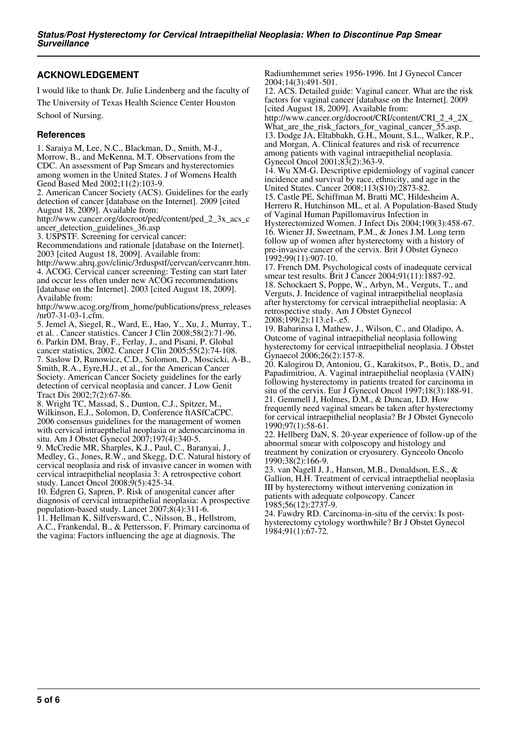## ACKNOWLEDGEMENT

I would like to thank Dr. Julie Lindenberg and the faculty of The University of Texas Health Science Center Houston School of Nursing.

### References

1. Saraiya M, Lee, N.C., Blackman, D., Smith, M-J., Morrow, B., and McKenna, M.T. Observations from the CDC. An assessment of Pap Smears and hysterectomies among women in the United States. J of Womens Health Gend Based Med 2002;11(2):103-9.
2. American Cancer Society (ACS). Guidelines for the early detection of cancer [database on the Internet]. 2009 [cited August 18, 2009]. Available from: http://www.cancer.org/docroot/ped/content/ped_2_3x_acs_cancer_detection_guidelines_36.asp
3. USPSTF. Screening for cervical cancer: Recommendations and rationale [database on the Internet]. 2003 [cited August 18, 2009]. Available from: http://www.ahrq.gov/clinic/3rduspstf/cervcan/cervcanrr.htm.
4. ACOG. Cervical cancer screening: Testing can start later and occur less often under new ACOG recommendations [database on the Internet]. 2003 [cited August 18, 2009]. Available from: http://www.acog.org/from_home/publications/press_releases/nr07-31-03-1.cfm.
5. Jemel A, Siegel, R., Ward, E., Hao, Y., Xu, J., Murray, T., et al. . Cancer statistics. Cancer J Clin 2008;58(2):71-96.
6. Parkin DM, Bray, F., Ferlay, J., and Pisani, P. Global cancer statistics, 2002. Cancer J Clin 2005;55(2):74-108.
7. Saslow D, Runowicz, C.D., Solomon, D., Moscicki, A-B., Smith, R.A., Eyre,H.J., et al., for the American Cancer Society. American Cancer Society guidelines for the early detection of cervical neoplasia and cancer. J Low Genit Tract Dis 2002;7(2):67-86.
8. Wright TC, Massad, S., Dunton, C.J., Spitzer, M., Wilkinson, E.J., Solomon, D, Conference ftASfCaCPC. 2006 consensus guidelines for the management of women with cervical intraepthelial neoplasia or adenocarcinoma in situ. Am J Obstet Gynecol 2007;197(4):340-5.
9. McCredie MR, Sharples, K.J., Paul, C., Baranyai, J., Medley, G., Jones, R.W., and Skegg, D.C. Natural history of cervical neoplasia and risk of invasive cancer in women with cervical intraepithelial neoplasia 3: A retrospective cohort study. Lancet Oncol 2008;9(5):425-34.
10. Edgren G, Sapren, P. Risk of anogenital cancer after diagnosis of cervical intraepithelial neoplasia: A prospective population-based study. Lancet 2007;8(4):311-6.
11. Hellman K, Silfversward, C., Nilsson, B., Hellstrom, A.C., Frankendal, B., & Pettersson, F. Primary carcinoma of the vagina: Factors influencing the age at diagnosis. The Radiumhemmet series 1956-1996. Int J Gynecol Cancer 2004;14(3):491-501.
12. ACS. Detailed guide: Vaginal cancer. What are the risk factors for vaginal cancer [database on the Internet]. 2009 [cited August 18, 2009]. Available from: http://www.cancer.org/docroot/CRI/content/CRI_2_4_2X_What_are_the_risk_factors_for_vaginal_cancer_55.asp.
13. Dodge JA, Eltabbakh, G.H., Mount, S.L., Walker, R.P., and Morgan, A. Clinical features and risk of recurrence among patients with vaginal intraepithelial neoplasia. Gynecol Oncol 2001;83(2):363-9.
14. Wu XM-G. Descriptive epidemiology of vaginal cancer incidence and survival by race, ethnicity, and age in the United States. Cancer 2008;113(S10):2873-82.
15. Castle PE, Schiffman M, Bratti MC, Hildesheim A, Herrero R, Hutchinson ML, et al. A Population-Based Study of Vaginal Human Papillomavirus Infection in Hysterectomized Women. J Infect Dis 2004;190(3):458-67.
16. Wiener JJ, Sweetnam, P.M., & Jones J.M. Long term follow up of women after hysterectomy with a history of pre-invasive cancer of the cervix. Brit J Obstet Gyneco 1992;99(11):907-10.
17. French DM. Psychological costs of inadequate cervical smear test results. Brit J Cancer 2004;91(11):1887-92.
18. Schockaert S, Poppe, W., Arbyn, M., Verguts, T., and Verguts, J. Incidence of vaginal intraepithelial neoplasia after hysterctomy for cervical intraepithelial neoplasia: A retrospective study. Am J Obstet Gynecol 2008;199(2):113.e1-.e5.
19. Babarinsa I, Mathew, J., Wilson, C., and Oladipo, A. Outcome of vaginal intraepithelial neoplasia following hysterectomy for cervical intraepithelial neoplasia. J Obstet Gynaecol 2006;26(2):157-8.
20. Kalogirou D, Antoniou, G., Karakitsos, P., Botis, D., and Papadimitriou, A. Vaginal intraepithelial neoplasia (VAIN) following hysterectomy in patients treated for carcinoma in situ of the cervix. Eur J Gynecol Oncol 1997;18(3):188-91.
21. Gemmell J, Holmes, D.M., & Duncan, I.D. How frequently need vaginal smears be taken after hysterectomy for cervical intraepithelial neoplasia? Br J Obstet Gynecolo 1990;97(1):58-61.
22. Hellberg DaN, S. 20-year experience of follow-up of the abnormal smear with colposcopy and histology and treatment by conization or cryosurery. Gynceolo Oncolo 1990;38(2):166-9.
23. van Nagell J, J., Hanson, M.B., Donaldson, E.S., & Gallion, H.H. Treatment of cervical intraepthelial neoplasia III by hysterectomy without intervening conization in patients with adequate colposcopy. Cancer 1985;56(12):2737-9.
24. Fawdry RD. Carcinoma-in-situ of the cervix: Is post-hysterectomy cytology worthwhile? Br J Obstet Gynecol 1984;91(1):67-72.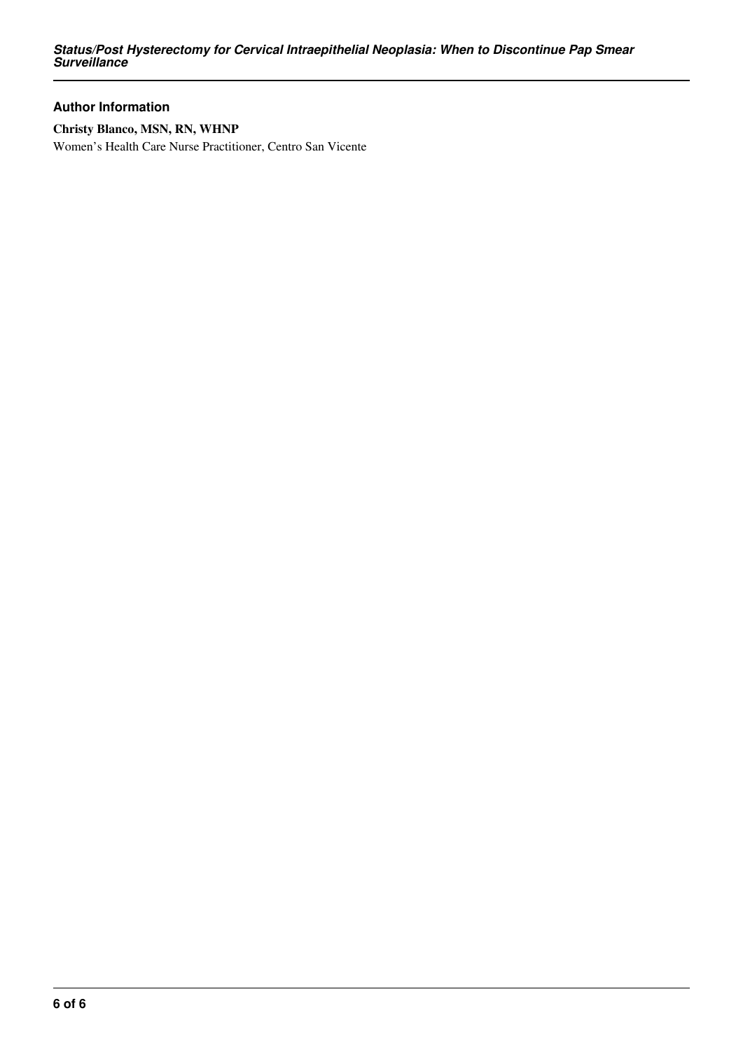## Author Information

**Christy Blanco, MSN, RN, WHNP**

Women's Health Care Nurse Practitioner, Centro San Vicente